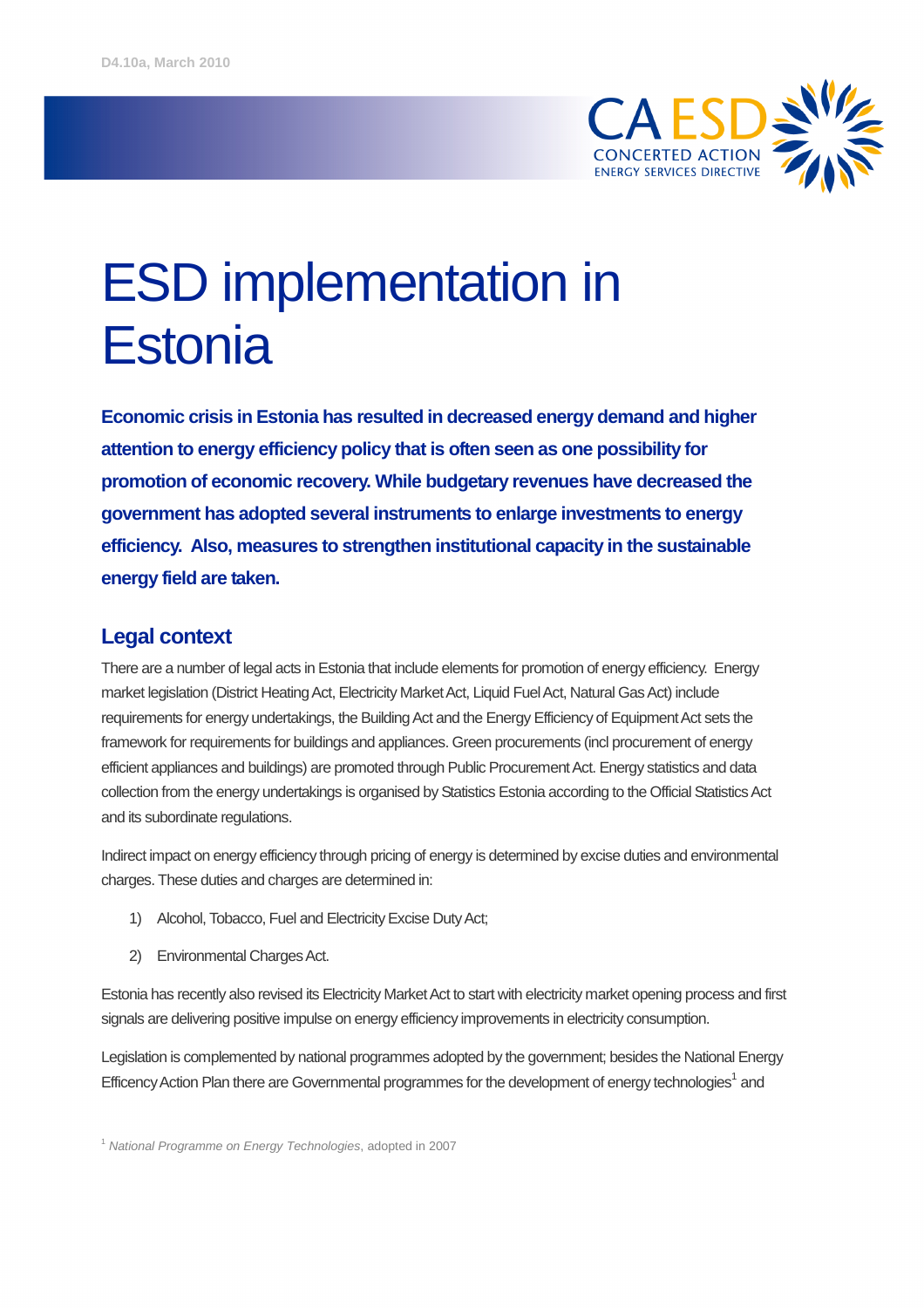D4.10a, March 2010

# ESD implementation in Estonia

**Economic crisis in Estonia has resulted in decreased energy demand and higher attention to energy efficiency policy that is often seen as one possibility for promotion of economic recovery. While budgetary revenues have decreased the government has adopted several instruments to enlarge investments to energy efficiency. Also, measures to strengthen institutional capacity in the sustainable energy field are taken.**

## Legal context

There are a number of legal acts in Estonia that include elements for promotion of energy efficiency. Energy market legislation (District Heating Act, Electricity Market Act, Liquid Fuel Act, Natural Gas Act) include requirements for energy undertakings, the Building Act and the Energy Efficiency of Equipment Act sets the framework for requirements for buildings and appliances. Green procurements (incl procurement of energy efficient appliances and buildings) are promoted through Public Procurement Act. Energy statistics and data collection from the energy undertakings is organised by Statistics Estonia according to the Official Statistics Act and its subordinate regulations.

Indirect impact on energy efficiency through pricing of energy is determined by excise duties and environmental charges. These duties and charges are determined in:

1) Alcohol, Tobacco, Fuel and Electricity Excise Duty Act;
2) Environmental Charges Act.

Estonia has recently also revised its Electricity Market Act to start with electricity market opening process and first signals are delivering positive impulse on energy efficiency improvements in electricity consumption.

Legislation is complemented by national programmes adopted by the government; besides the National Energy Efficency Action Plan there are Governmental programmes for the development of energy technologies[1] and

[1] *National Programme on Energy Technologies*, adopted in 2007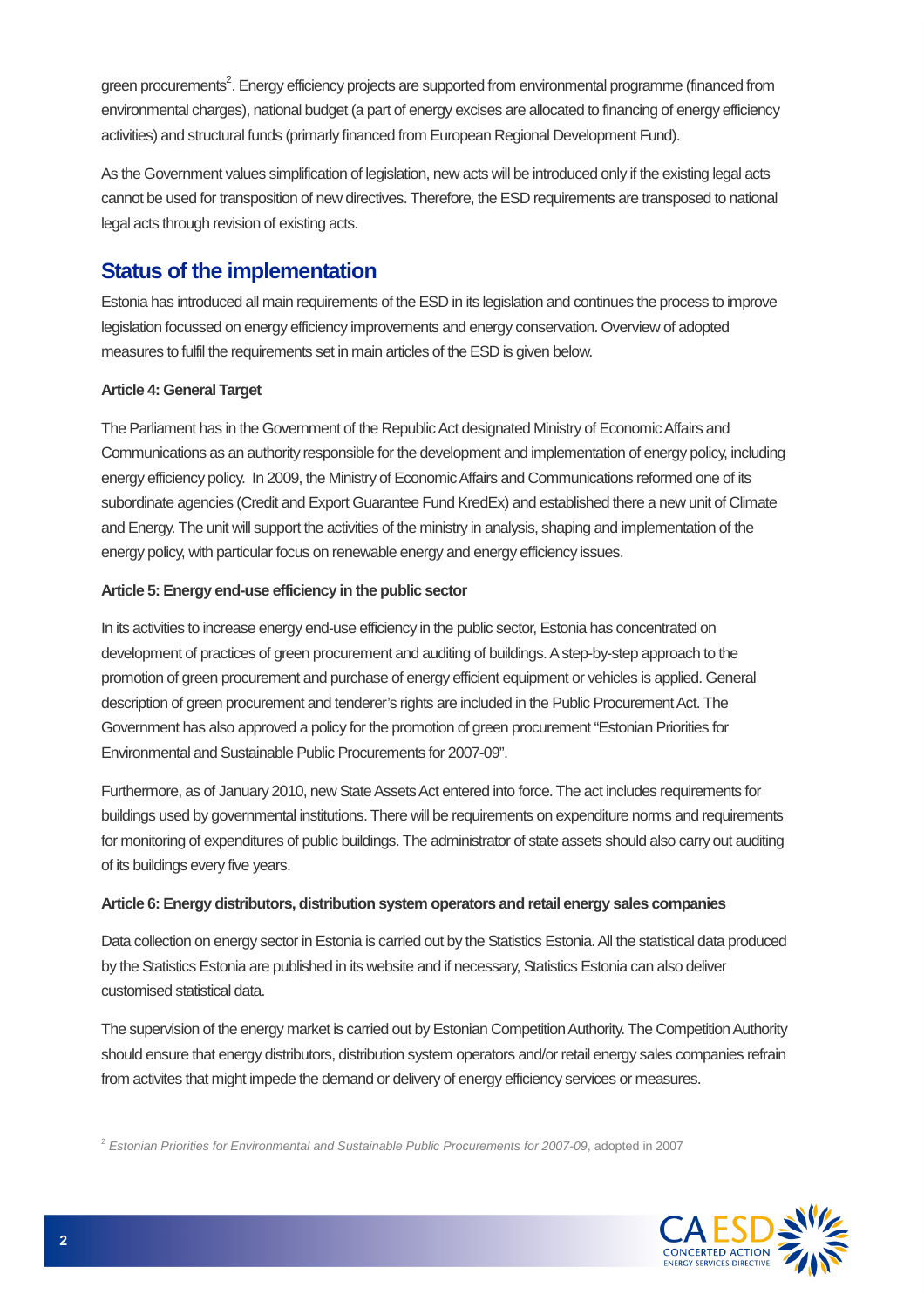green procurements[2]. Energy efficiency projects are supported from environmental programme (financed from environmental charges), national budget (a part of energy excises are allocated to financing of energy efficiency activities) and structural funds (primarily financed from European Regional Development Fund).

As the Government values simplification of legislation, new acts will be introduced only if the existing legal acts cannot be used for transposition of new directives. Therefore, the ESD requirements are transposed to national legal acts through revision of existing acts.

## Status of the implementation

Estonia has introduced all main requirements of the ESD in its legislation and continues the process to improve legislation focussed on energy efficiency improvements and energy conservation. Overview of adopted measures to fulfil the requirements set in main articles of the ESD is given below.

**Article 4: General Target**

The Parliament has in the Government of the Republic Act designated Ministry of Economic Affairs and Communications as an authority responsible for the development and implementation of energy policy, including energy efficiency policy. In 2009, the Ministry of Economic Affairs and Communications reformed one of its subordinate agencies (Credit and Export Guarantee Fund KredEx) and established there a new unit of Climate and Energy. The unit will support the activities of the ministry in analysis, shaping and implementation of the energy policy, with particular focus on renewable energy and energy efficiency issues.

**Article 5: Energy end-use efficiency in the public sector**

In its activities to increase energy end-use efficiency in the public sector, Estonia has concentrated on development of practices of green procurement and auditing of buildings. A step-by-step approach to the promotion of green procurement and purchase of energy efficient equipment or vehicles is applied. General description of green procurement and tenderer's rights are included in the Public Procurement Act. The Government has also approved a policy for the promotion of green procurement "Estonian Priorities for Environmental and Sustainable Public Procurements for 2007-09".

Furthermore, as of January 2010, new State Assets Act entered into force. The act includes requirements for buildings used by governmental institutions. There will be requirements on expenditure norms and requirements for monitoring of expenditures of public buildings. The administrator of state assets should also carry out auditing of its buildings every five years.

**Article 6: Energy distributors, distribution system operators and retail energy sales companies**

Data collection on energy sector in Estonia is carried out by the Statistics Estonia. All the statistical data produced by the Statistics Estonia are published in its website and if necessary, Statistics Estonia can also deliver customised statistical data.

The supervision of the energy market is carried out by Estonian Competition Authority. The Competition Authority should ensure that energy distributors, distribution system operators and/or retail energy sales companies refrain from activites that might impede the demand or delivery of energy efficiency services or measures.

[2] *Estonian Priorities for Environmental and Sustainable Public Procurements for 2007-09*, adopted in 2007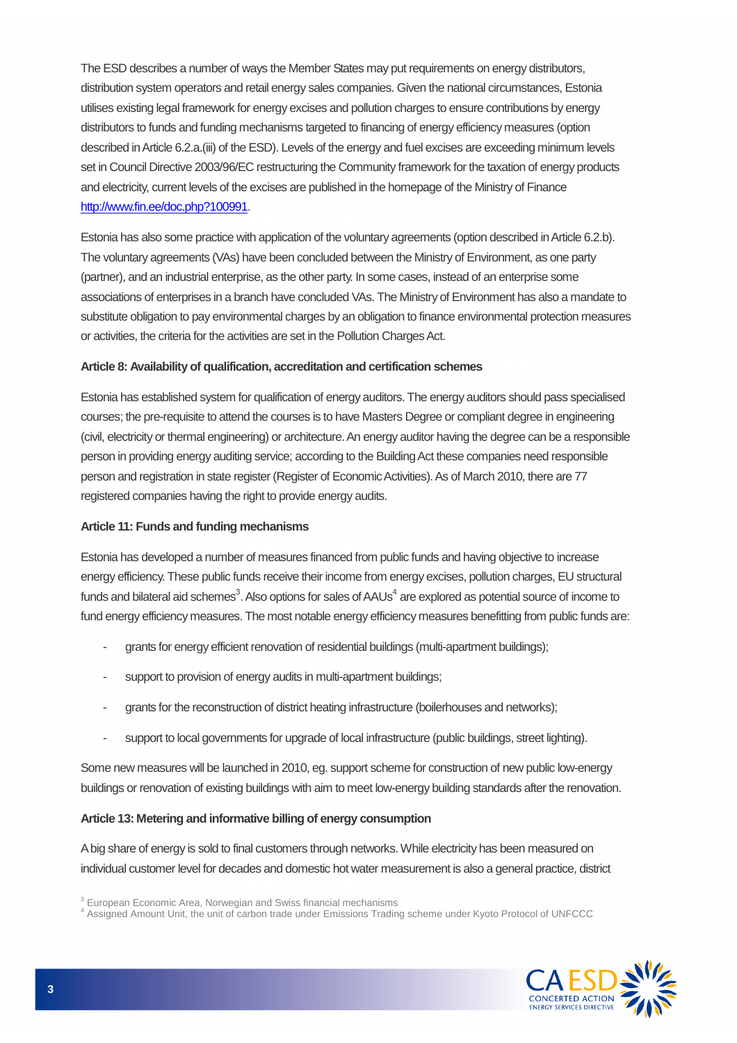The ESD describes a number of ways the Member States may put requirements on energy distributors, distribution system operators and retail energy sales companies. Given the national circumstances, Estonia utilises existing legal framework for energy excises and pollution charges to ensure contributions by energy distributors to funds and funding mechanisms targeted to financing of energy efficiency measures (option described in Article 6.2.a.(iii) of the ESD). Levels of the energy and fuel excises are exceeding minimum levels set in Council Directive 2003/96/EC restructuring the Community framework for the taxation of energy products and electricity, current levels of the excises are published in the homepage of the Ministry of Finance http://www.fin.ee/doc.php?100991.

Estonia has also some practice with application of the voluntary agreements (option described in Article 6.2.b). The voluntary agreements (VAs) have been concluded between the Ministry of Environment, as one party (partner), and an industrial enterprise, as the other party. In some cases, instead of an enterprise some associations of enterprises in a branch have concluded VAs. The Ministry of Environment has also a mandate to substitute obligation to pay environmental charges by an obligation to finance environmental protection measures or activities, the criteria for the activities are set in the Pollution Charges Act.

**Article 8: Availability of qualification, accreditation and certification schemes**

Estonia has established system for qualification of energy auditors. The energy auditors should pass specialised courses; the pre-requisite to attend the courses is to have Masters Degree or compliant degree in engineering (civil, electricity or thermal engineering) or architecture. An energy auditor having the degree can be a responsible person in providing energy auditing service; according to the Building Act these companies need responsible person and registration in state register (Register of Economic Activities). As of March 2010, there are 77 registered companies having the right to provide energy audits.

**Article 11: Funds and funding mechanisms**

Estonia has developed a number of measures financed from public funds and having objective to increase energy efficiency. These public funds receive their income from energy excises, pollution charges, EU structural funds and bilateral aid schemes[3]. Also options for sales of AAUs[4] are explored as potential source of income to fund energy efficiency measures. The most notable energy efficiency measures benefitting from public funds are:

- grants for energy efficient renovation of residential buildings (multi-apartment buildings);
- support to provision of energy audits in multi-apartment buildings;
- grants for the reconstruction of district heating infrastructure (boilerhouses and networks);
- support to local governments for upgrade of local infrastructure (public buildings, street lighting).

Some new measures will be launched in 2010, eg. support scheme for construction of new public low-energy buildings or renovation of existing buildings with aim to meet low-energy building standards after the renovation.

**Article 13: Metering and informative billing of energy consumption**

A big share of energy is sold to final customers through networks. While electricity has been measured on individual customer level for decades and domestic hot water measurement is also a general practice, district

[3] European Economic Area, Norwegian and Swiss financial mechanisms

[4] Assigned Amount Unit, the unit of carbon trade under Emissions Trading scheme under Kyoto Protocol of UNFCCC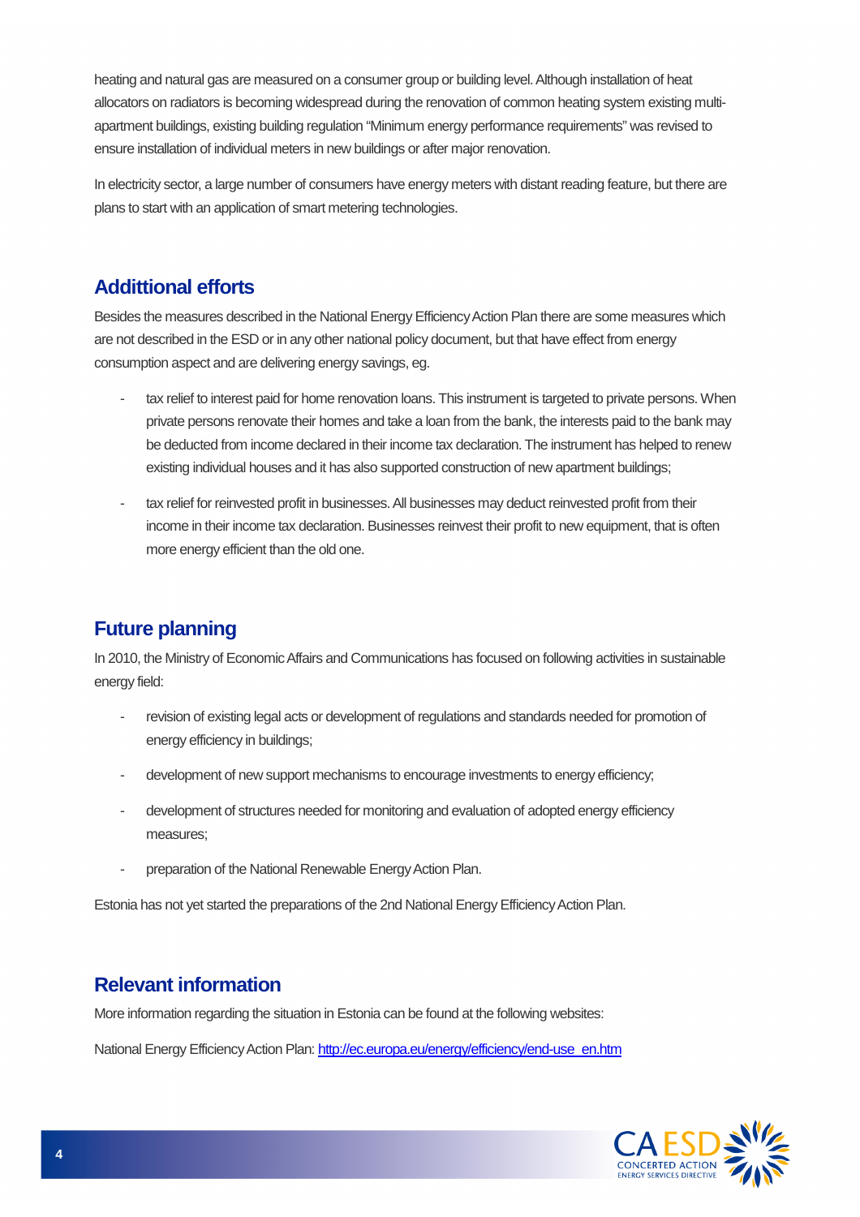heating and natural gas are measured on a consumer group or building level. Although installation of heat allocators on radiators is becoming widespread during the renovation of common heating system existing multi-apartment buildings, existing building regulation "Minimum energy performance requirements" was revised to ensure installation of individual meters in new buildings or after major renovation.

In electricity sector, a large number of consumers have energy meters with distant reading feature, but there are plans to start with an application of smart metering technologies.

## Addittional efforts

Besides the measures described in the National Energy Efficiency Action Plan there are some measures which are not described in the ESD or in any other national policy document, but that have effect from energy consumption aspect and are delivering energy savings, eg.

- tax relief to interest paid for home renovation loans. This instrument is targeted to private persons. When private persons renovate their homes and take a loan from the bank, the interests paid to the bank may be deducted from income declared in their income tax declaration. The instrument has helped to renew existing individual houses and it has also supported construction of new apartment buildings;
- tax relief for reinvested profit in businesses. All businesses may deduct reinvested profit from their income in their income tax declaration. Businesses reinvest their profit to new equipment, that is often more energy efficient than the old one.

## Future planning

In 2010, the Ministry of Economic Affairs and Communications has focused on following activities in sustainable energy field:

- revision of existing legal acts or development of regulations and standards needed for promotion of energy efficiency in buildings;
- development of new support mechanisms to encourage investments to energy efficiency;
- development of structures needed for monitoring and evaluation of adopted energy efficiency measures;
- preparation of the National Renewable Energy Action Plan.

Estonia has not yet started the preparations of the 2nd National Energy Efficiency Action Plan.

## Relevant information

More information regarding the situation in Estonia can be found at the following websites:

National Energy Efficiency Action Plan: http://ec.europa.eu/energy/efficiency/end-use_en.htm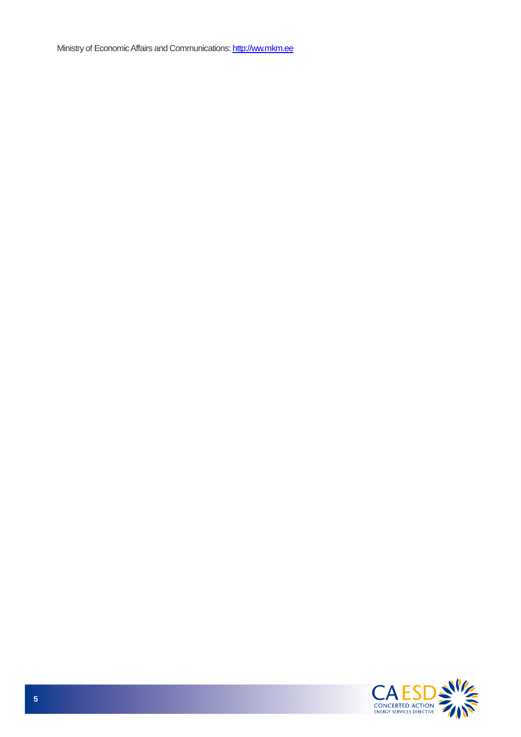Ministry of Economic Affairs and Communications: [http://ww.mkm.ee](http://ww.mkm.ee)